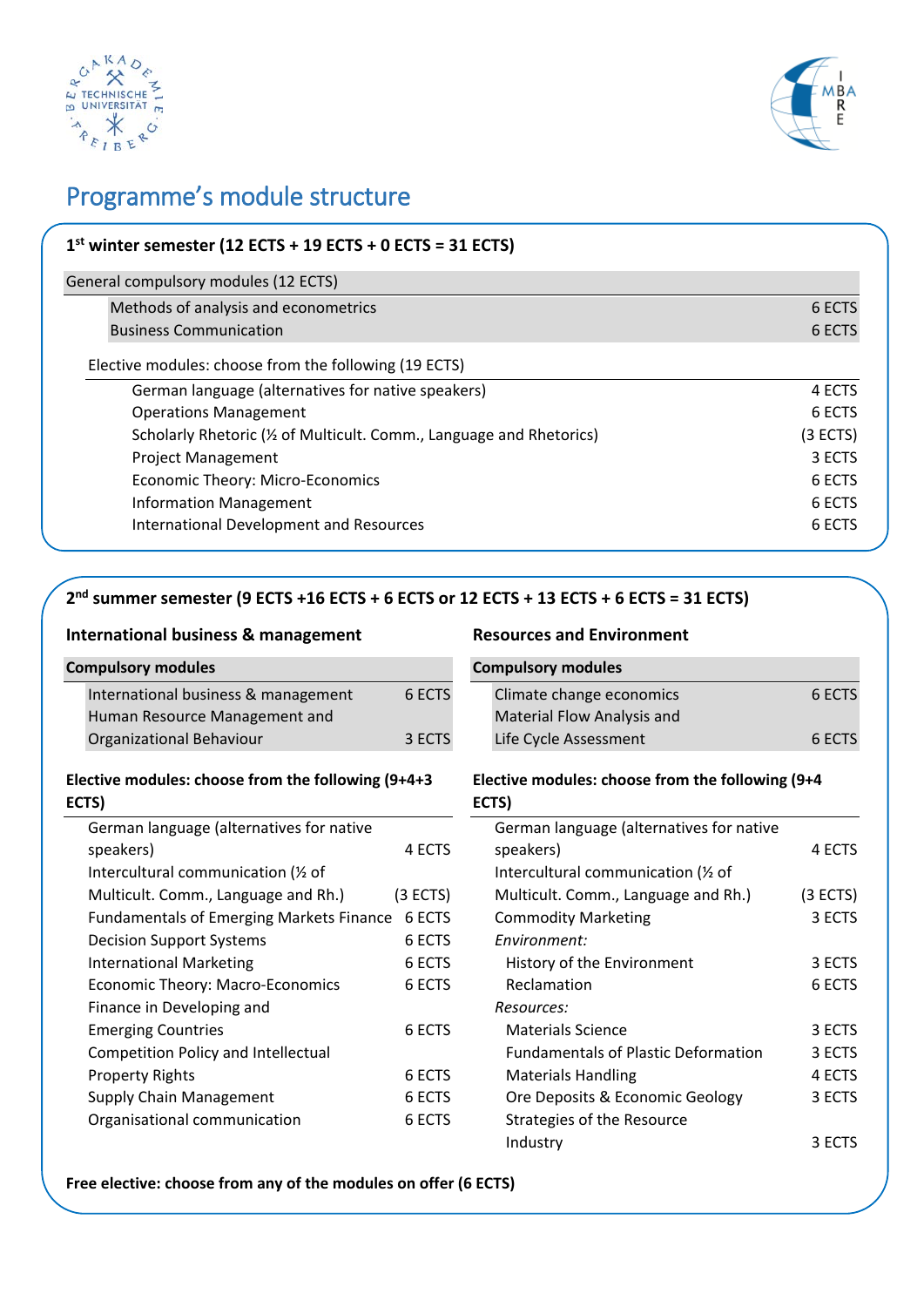# Programme's module structure

## 1st winter semester (12 ECTS + 19 ECTS + 0 ECTS = 31 ECTS)

| General compulsory modules (12 ECTS) | |
|---|---|
| Methods of analysis and econometrics | 6 ECTS |
| Business Communication | 6 ECTS |

| Elective modules: choose from the following (19 ECTS) | |
|---|---|
| German language (alternatives for native speakers) | 4 ECTS |
| Operations Management | 6 ECTS |
| Scholarly Rhetoric (½ of Multicult. Comm., Language and Rhetorics) | (3 ECTS) |
| Project Management | 3 ECTS |
| Economic Theory: Micro-Economics | 6 ECTS |
| Information Management | 6 ECTS |
| International Development and Resources | 6 ECTS |

## 2nd summer semester (9 ECTS +16 ECTS + 6 ECTS or 12 ECTS + 13 ECTS + 6 ECTS = 31 ECTS)

### International business & management

| Compulsory modules | |
|---|---|
| International business & management | 6 ECTS |
| Human Resource Management and Organizational Behaviour | 3 ECTS |

| Elective modules: choose from the following (9+4+3 ECTS) | |
|---|---|
| German language (alternatives for native speakers) | 4 ECTS |
| Intercultural communication (½ of Multicult. Comm., Language and Rh.) | (3 ECTS) |
| Fundamentals of Emerging Markets Finance | 6 ECTS |
| Decision Support Systems | 6 ECTS |
| International Marketing | 6 ECTS |
| Economic Theory: Macro-Economics | 6 ECTS |
| Finance in Developing and Emerging Countries | 6 ECTS |
| Competition Policy and Intellectual Property Rights | 6 ECTS |
| Supply Chain Management | 6 ECTS |
| Organisational communication | 6 ECTS |

### Resources and Environment

| Compulsory modules | |
|---|---|
| Climate change economics | 6 ECTS |
| Material Flow Analysis and Life Cycle Assessment | 6 ECTS |

| Elective modules: choose from the following (9+4 ECTS) | |
|---|---|
| German language (alternatives for native speakers) | 4 ECTS |
| Intercultural communication (½ of Multicult. Comm., Language and Rh.) | (3 ECTS) |
| Commodity Marketing | 3 ECTS |
| *Environment:* | |
| History of the Environment | 3 ECTS |
| Reclamation | 6 ECTS |
| *Resources:* | |
| Materials Science | 3 ECTS |
| Fundamentals of Plastic Deformation | 3 ECTS |
| Materials Handling | 4 ECTS |
| Ore Deposits & Economic Geology | 3 ECTS |
| Strategies of the Resource Industry | 3 ECTS |

**Free elective: choose from any of the modules on offer (6 ECTS)**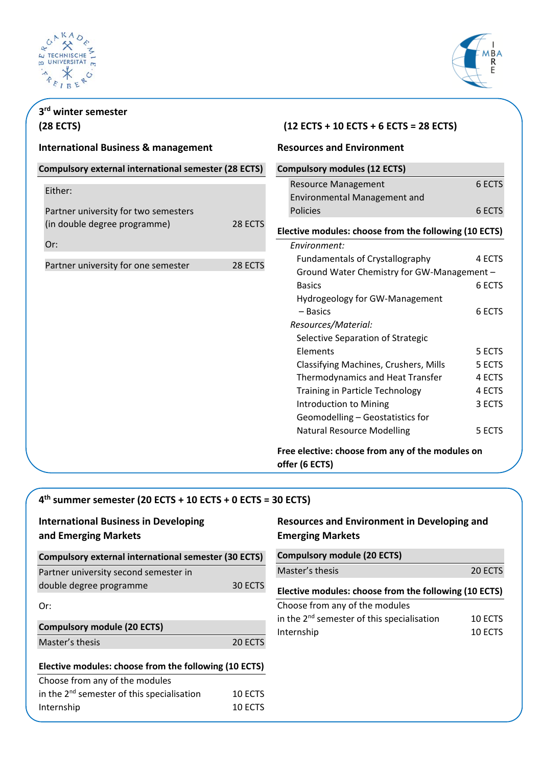## 3rd winter semester (28 ECTS)

### International Business & management

| Compulsory external international semester (28 ECTS) | |
|---|---|
| Either: | |
| Partner university for two semesters (in double degree programme) | 28 ECTS |
| Or: | |
| Partner university for one semester | 28 ECTS |

### Resources and Environment

**(12 ECTS + 10 ECTS + 6 ECTS = 28 ECTS)**

| Compulsory modules (12 ECTS) | |
|---|---|
| Resource Management | 6 ECTS |
| Environmental Management and Policies | 6 ECTS |

| Elective modules: choose from the following (10 ECTS) | |
|---|---|
| *Environment:* | |
| Fundamentals of Crystallography | 4 ECTS |
| Ground Water Chemistry for GW-Management – Basics | 6 ECTS |
| Hydrogeology for GW-Management – Basics | 6 ECTS |
| *Resources/Material:* | |
| Selective Separation of Strategic Elements | 5 ECTS |
| Classifying Machines, Crushers, Mills | 5 ECTS |
| Thermodynamics and Heat Transfer | 4 ECTS |
| Training in Particle Technology | 4 ECTS |
| Introduction to Mining | 3 ECTS |
| Geomodelling – Geostatistics for Natural Resource Modelling | 5 ECTS |

**Free elective: choose from any of the modules on offer (6 ECTS)**

## 4th summer semester (20 ECTS + 10 ECTS + 0 ECTS = 30 ECTS)

### International Business in Developing and Emerging Markets

| Compulsory external international semester (30 ECTS) | |
|---|---|
| Partner university second semester in double degree programme | 30 ECTS |

Or:

| Compulsory module (20 ECTS) | |
|---|---|
| Master's thesis | 20 ECTS |

| Elective modules: choose from the following (10 ECTS) | |
|---|---|
| Choose from any of the modules in the 2nd semester of this specialisation | 10 ECTS |
| Internship | 10 ECTS |

### Resources and Environment in Developing and Emerging Markets

| Compulsory module (20 ECTS) | |
|---|---|
| Master's thesis | 20 ECTS |

| Elective modules: choose from the following (10 ECTS) | |
|---|---|
| Choose from any of the modules in the 2nd semester of this specialisation | 10 ECTS |
| Internship | 10 ECTS |